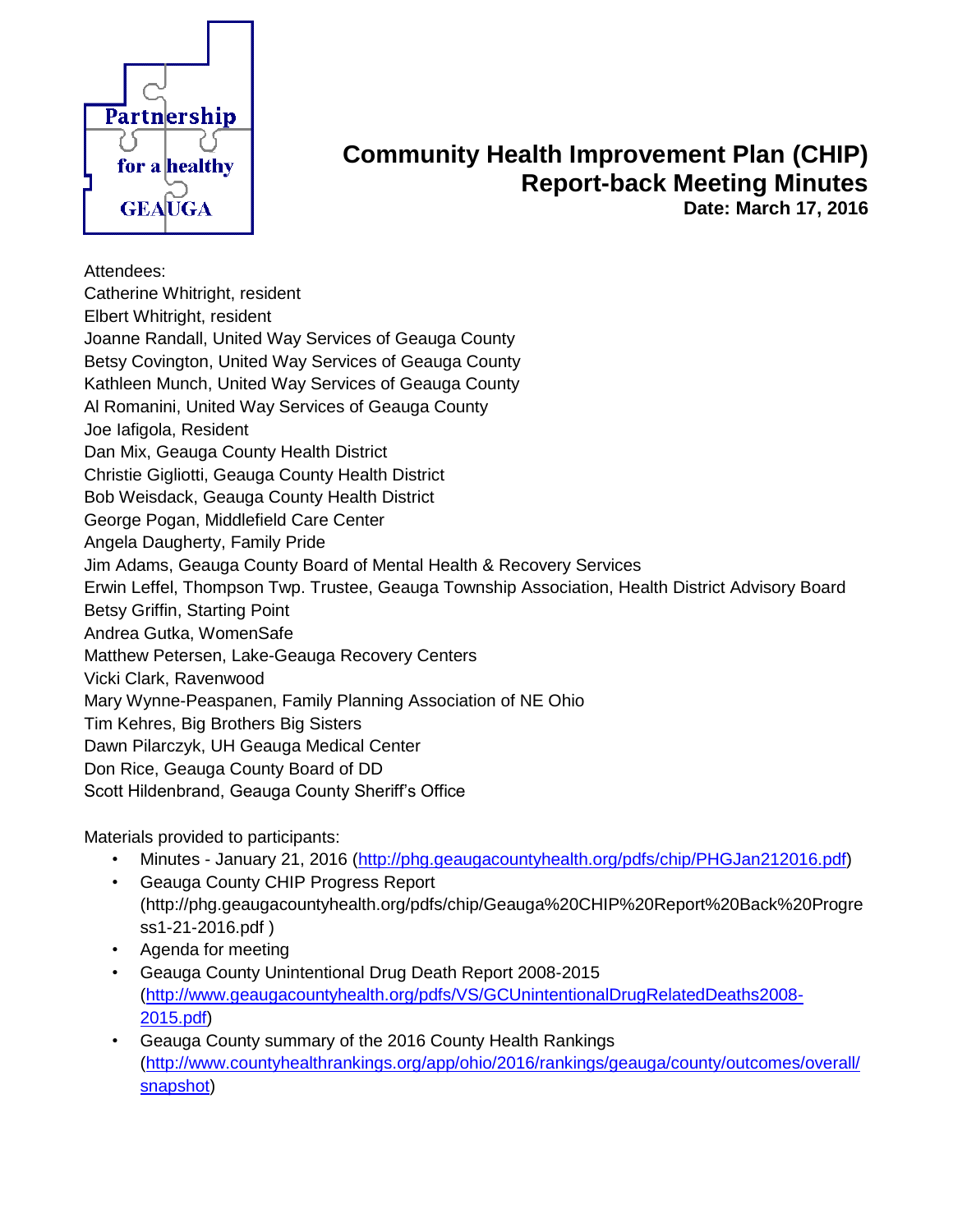# Community Health Improvement Plan (CHIP) Report-back Meeting Minutes

**Date: March 17, 2016**

Attendees:
Catherine Whitright, resident
Elbert Whitright, resident
Joanne Randall, United Way Services of Geauga County
Betsy Covington, United Way Services of Geauga County
Kathleen Munch, United Way Services of Geauga County
Al Romanini, United Way Services of Geauga County
Joe Iafigola, Resident
Dan Mix, Geauga County Health District
Christie Gigliotti, Geauga County Health District
Bob Weisdack, Geauga County Health District
George Pogan, Middlefield Care Center
Angela Daugherty, Family Pride
Jim Adams, Geauga County Board of Mental Health & Recovery Services
Erwin Leffel, Thompson Twp. Trustee, Geauga Township Association, Health District Advisory Board
Betsy Griffin, Starting Point
Andrea Gutka, WomenSafe
Matthew Petersen, Lake-Geauga Recovery Centers
Vicki Clark, Ravenwood
Mary Wynne-Peaspanen, Family Planning Association of NE Ohio
Tim Kehres, Big Brothers Big Sisters
Dawn Pilarczyk, UH Geauga Medical Center
Don Rice, Geauga County Board of DD
Scott Hildenbrand, Geauga County Sheriff's Office

Materials provided to participants:

- Minutes - January 21, 2016 (http://phg.geaugacountyhealth.org/pdfs/chip/PHGJan212016.pdf)
- Geauga County CHIP Progress Report (http://phg.geaugacountyhealth.org/pdfs/chip/Geauga%20CHIP%20Report%20Back%20Progress1-21-2016.pdf )
- Agenda for meeting
- Geauga County Unintentional Drug Death Report 2008-2015 (http://www.geaugacountyhealth.org/pdfs/VS/GCUnintentionalDrugRelatedDeaths2008-2015.pdf)
- Geauga County summary of the 2016 County Health Rankings (http://www.countyhealthrankings.org/app/ohio/2016/rankings/geauga/county/outcomes/overall/snapshot)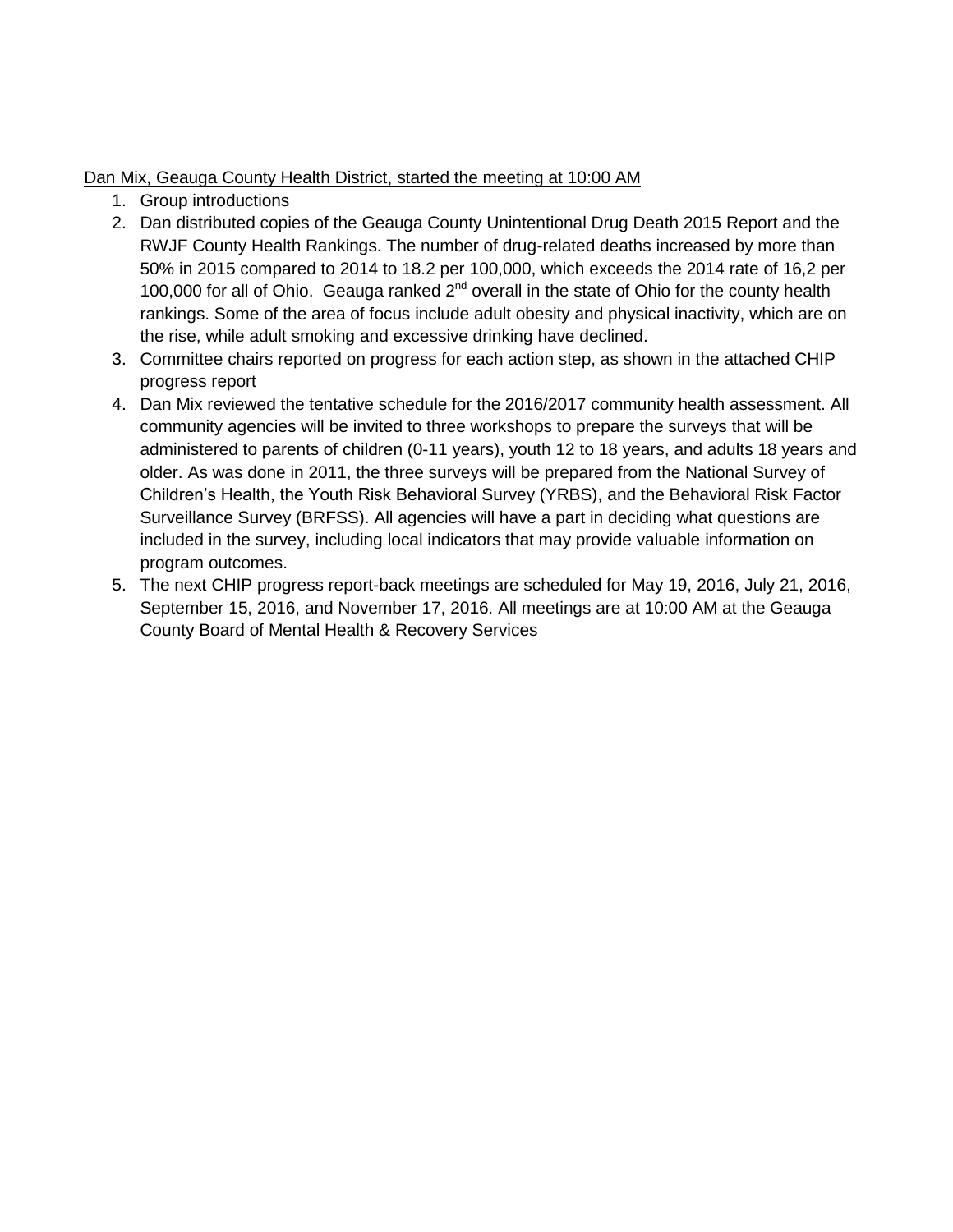Dan Mix, Geauga County Health District, started the meeting at 10:00 AM

1. Group introductions
2. Dan distributed copies of the Geauga County Unintentional Drug Death 2015 Report and the RWJF County Health Rankings. The number of drug-related deaths increased by more than 50% in 2015 compared to 2014 to 18.2 per 100,000, which exceeds the 2014 rate of 16,2 per 100,000 for all of Ohio. Geauga ranked 2nd overall in the state of Ohio for the county health rankings. Some of the area of focus include adult obesity and physical inactivity, which are on the rise, while adult smoking and excessive drinking have declined.
3. Committee chairs reported on progress for each action step, as shown in the attached CHIP progress report
4. Dan Mix reviewed the tentative schedule for the 2016/2017 community health assessment. All community agencies will be invited to three workshops to prepare the surveys that will be administered to parents of children (0-11 years), youth 12 to 18 years, and adults 18 years and older. As was done in 2011, the three surveys will be prepared from the National Survey of Children's Health, the Youth Risk Behavioral Survey (YRBS), and the Behavioral Risk Factor Surveillance Survey (BRFSS). All agencies will have a part in deciding what questions are included in the survey, including local indicators that may provide valuable information on program outcomes.
5. The next CHIP progress report-back meetings are scheduled for May 19, 2016, July 21, 2016, September 15, 2016, and November 17, 2016. All meetings are at 10:00 AM at the Geauga County Board of Mental Health & Recovery Services